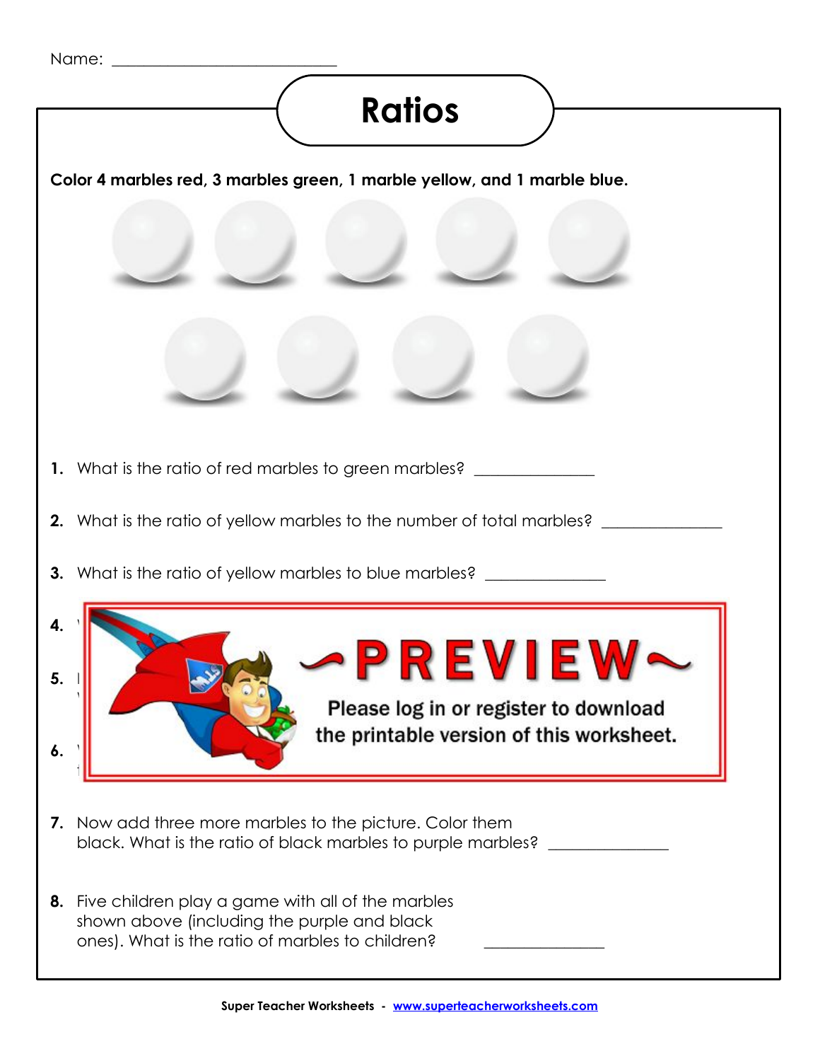Name: ___________________________

# Ratios

**Color 4 marbles red, 3 marbles green, 1 marble yellow, and 1 marble blue.**

1. What is the ratio of red marbles to green marbles? ______________

2. What is the ratio of yellow marbles to the number of total marbles? ______________

3. What is the ratio of yellow marbles to blue marbles? ______________

4.

5.

6.

~PREVIEW~

Please log in or register to download the printable version of this worksheet.

7. Now add three more marbles to the picture. Color them black. What is the ratio of black marbles to purple marbles? ______________

8. Five children play a game with all of the marbles shown above (including the purple and black ones). What is the ratio of marbles to children? ______________

Super Teacher Worksheets - www.superteacherworksheets.com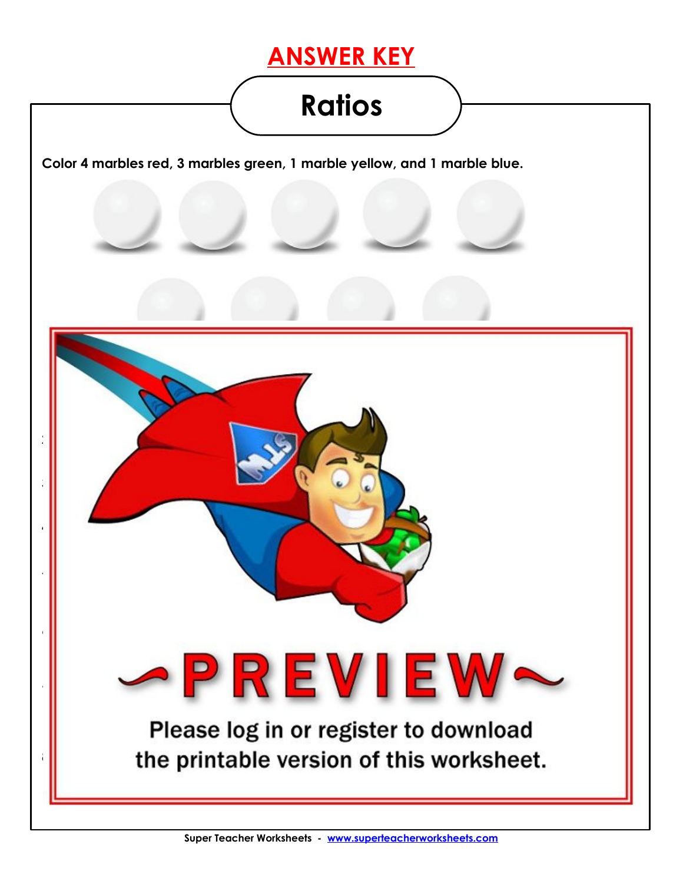# ANSWER KEY

## Ratios

**Color 4 marbles red, 3 marbles green, 1 marble yellow, and 1 marble blue.**

~PREVIEW~

Please log in or register to download the printable version of this worksheet.